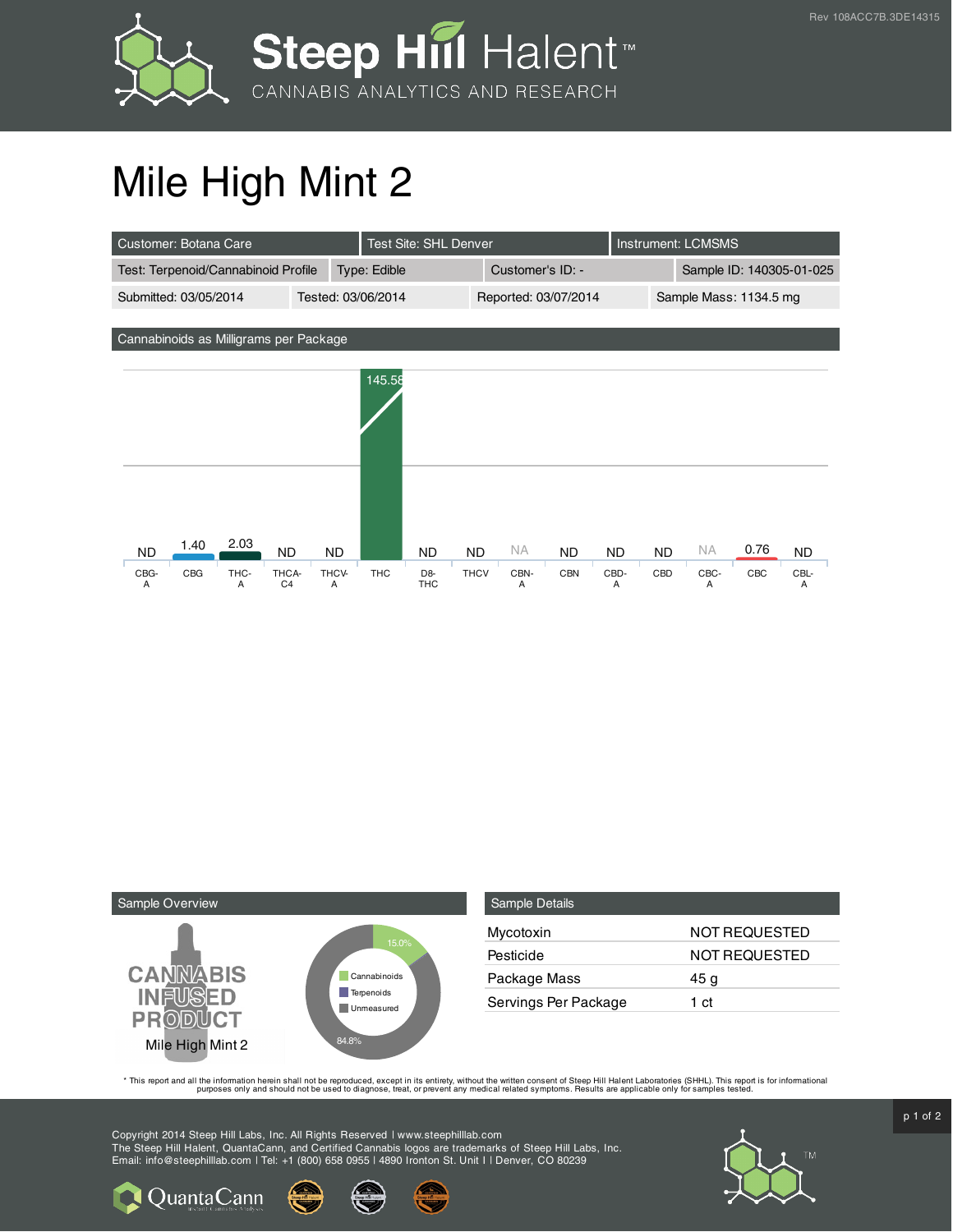# Mile High Mint 2

| Customer: Botana Care | Test Site: SHL Denver | Instrument: LCMSMS | |
|---|---|---|---|
| Test: Terpenoid/Cannabinoid Profile | Type: Edible | Customer's ID: - | Sample ID: 140305-01-025 |
| Submitted: 03/05/2014 | Tested: 03/06/2014 | Reported: 03/07/2014 | Sample Mass: 1134.5 mg |

## Cannabinoids as Milligrams per Package

| CBG-A | CBG | THC-A | THCA-C4 | THCV-A | THC | D8-THC | THCV | CBN-A | CBN | CBD-A | CBD | CBC-A | CBC | CBL-A |
|---|---|---|---|---|---|---|---|---|---|---|---|---|---|---|
| ND | 1.40 | 2.03 | ND | ND | 145.58 | ND | ND | NA | ND | ND | ND | NA | 0.76 | ND |

## Sample Overview

CANNABIS INFUSED PRODUCT

Mile High Mint 2

- Cannabinoids: 15.0%
- Terpenoids
- Unmeasured: 84.8%

## Sample Details

| | |
|---|---|
| Mycotoxin | NOT REQUESTED |
| Pesticide | NOT REQUESTED |
| Package Mass | 45 g |
| Servings Per Package | 1 ct |

* This report and all the information herein shall not be reproduced, except in its entirety, without the written consent of Steep Hill Halent Laboratories (SHHL). This report is for informational purposes only and should not be used to diagnose, treat, or prevent any medical related symptoms. Results are applicable only for samples tested.

Copyright 2014 Steep Hill Labs, Inc. All Rights Reserved | www.steephilllab.com
The Steep Hill Halent, QuantaCann, and Certified Cannabis logos are trademarks of Steep Hill Labs, Inc.
Email: info@steephilllab.com | Tel: +1 (800) 658 0955 | 4890 Ironton St. Unit I | Denver, CO 80239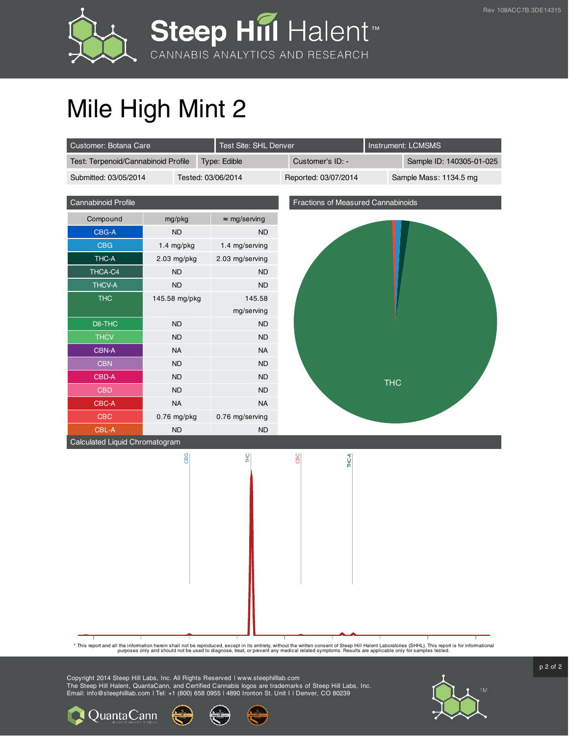Rev 108ACC7B.3DE14315

# Mile High Mint 2

| Customer: Botana Care | Test Site: SHL Denver | Instrument: LCMSMS |
|---|---|---|
| Test: Terpenoid/Cannabinoid Profile | Type: Edible | Customer's ID: - |
| Sample ID: 140305-01-025 | | |
| Submitted: 03/05/2014 | Tested: 03/06/2014 | Reported: 03/07/2014 |
| Sample Mass: 1134.5 mg | | |

## Cannabinoid Profile

| Compound | mg/pkg | ≈ mg/serving |
|---|---|---|
| CBG-A | ND | ND |
| CBG | 1.4 mg/pkg | 1.4 mg/serving |
| THC-A | 2.03 mg/pkg | 2.03 mg/serving |
| THCA-C4 | ND | ND |
| THCV-A | ND | ND |
| THC | 145.58 mg/pkg | 145.58 mg/serving |
| D8-THC | ND | ND |
| THCV | ND | ND |
| CBN-A | NA | NA |
| CBN | ND | ND |
| CBD-A | ND | ND |
| CBD | ND | ND |
| CBC-A | NA | NA |
| CBC | 0.76 mg/pkg | 0.76 mg/serving |
| CBL-A | ND | ND |

## Fractions of Measured Cannabinoids

THC

## Calculated Liquid Chromatogram

CBG
THC
CBC
THC-A

* This report and all the information herein shall not be reproduced, except in its entirety, without the written consent of Steep Hill Halent Laboratories (SHHL). This report is for informational purposes only and should not be used to diagnose, treat, or prevent any medical related symptoms. Results are applicable only for samples tested.

Copyright 2014 Steep Hill Labs, Inc. All Rights Reserved | www.steephilllab.com
The Steep Hill Halent, QuantaCann, and Certified Cannabis logos are trademarks of Steep Hill Labs, Inc.
Email: info@steephilllab.com | Tel: +1 (800) 658 0955 | 4890 Ironton St. Unit I | Denver, CO 80239